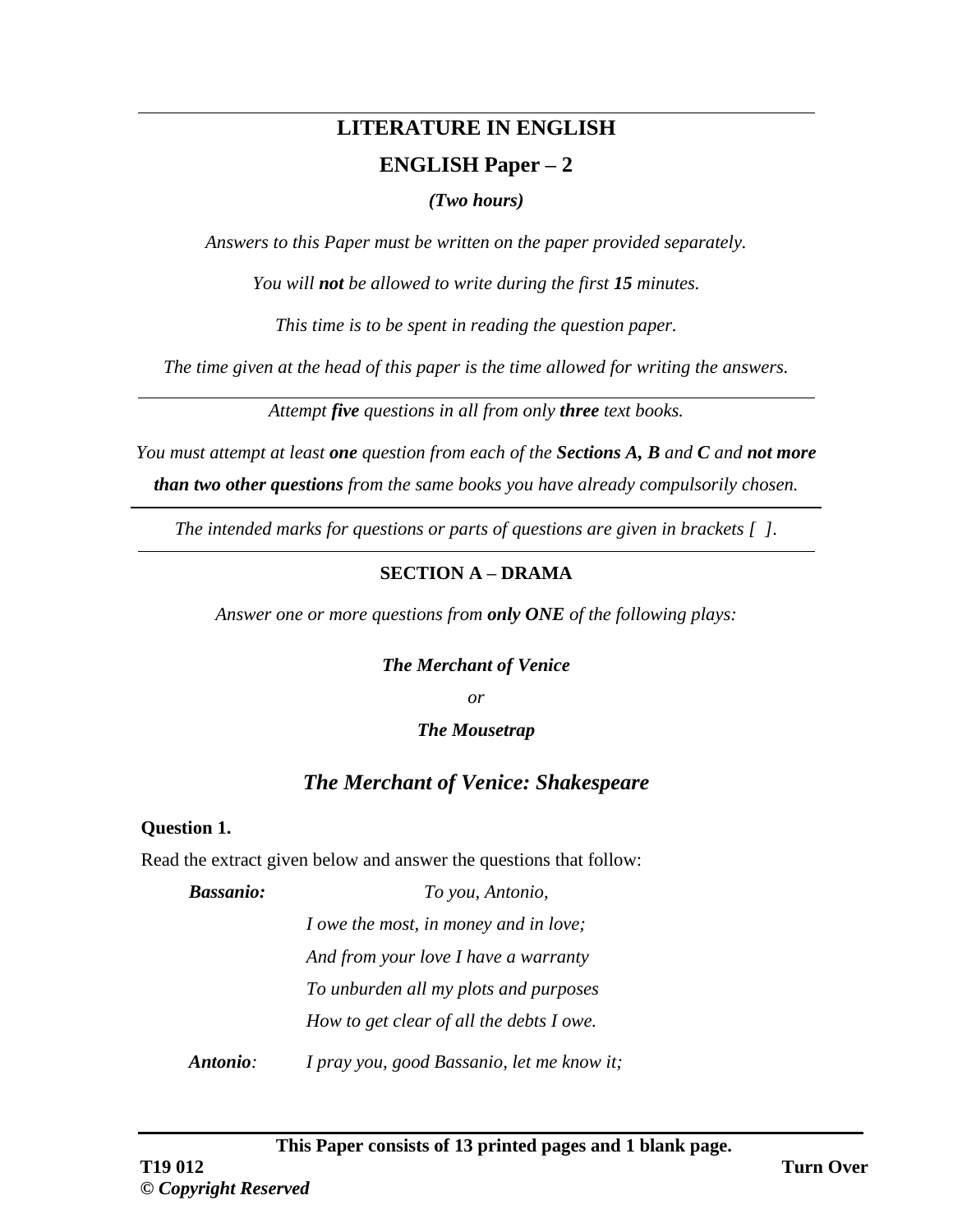# LITERATURE IN ENGLISH

## ENGLISH Paper – 2

***(Two hours)***

*Answers to this Paper must be written on the paper provided separately.*

*You will **not** be allowed to write during the first **15** minutes.*

*This time is to be spent in reading the question paper.*

*The time given at the head of this paper is the time allowed for writing the answers.*

---

*Attempt **five** questions in all from only **three** text books.*

*You must attempt at least **one** question from each of the **Sections A, B** and **C** and **not more than two other questions** from the same books you have already compulsorily chosen.*

---

*The intended marks for questions or parts of questions are given in brackets [ ].*

---

### SECTION A – DRAMA

*Answer one or more questions from **only ONE** of the following plays:*

***The Merchant of Venice***

*or*

***The Mousetrap***

## *The Merchant of Venice: Shakespeare*

**Question 1.**

Read the extract given below and answer the questions that follow:

***Bassanio:*** *To you, Antonio,*
*I owe the most, in money and in love;*
*And from your love I have a warranty*
*To unburden all my plots and purposes*
*How to get clear of all the debts I owe.*

***Antonio:*** *I pray you, good Bassanio, let me know it;*

**This Paper consists of 13 printed pages and 1 blank page.**

**T19 012**

**© *Copyright Reserved***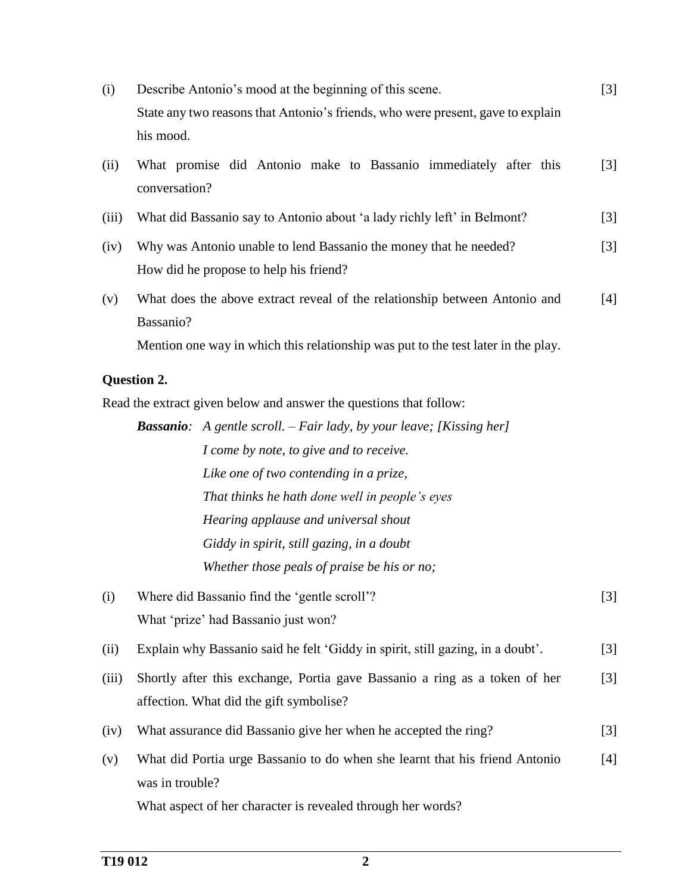(i) Describe Antonio's mood at the beginning of this scene. [3]
State any two reasons that Antonio's friends, who were present, gave to explain his mood.

(ii) What promise did Antonio make to Bassanio immediately after this conversation? [3]

(iii) What did Bassanio say to Antonio about 'a lady richly left' in Belmont? [3]

(iv) Why was Antonio unable to lend Bassanio the money that he needed? [3]
How did he propose to help his friend?

(v) What does the above extract reveal of the relationship between Antonio and Bassanio? [4]
Mention one way in which this relationship was put to the test later in the play.

**Question 2.**

Read the extract given below and answer the questions that follow:

> ***Bassanio**: A gentle scroll. – Fair lady, by your leave; [Kissing her]*
> *I come by note, to give and to receive.*
> *Like one of two contending in a prize,*
> *That thinks he hath done well in people's eyes*
> *Hearing applause and universal shout*
> *Giddy in spirit, still gazing, in a doubt*
> *Whether those peals of praise be his or no;*

(i) Where did Bassanio find the 'gentle scroll'? [3]
What 'prize' had Bassanio just won?

(ii) Explain why Bassanio said he felt 'Giddy in spirit, still gazing, in a doubt'. [3]

(iii) Shortly after this exchange, Portia gave Bassanio a ring as a token of her affection. What did the gift symbolise? [3]

(iv) What assurance did Bassanio give her when he accepted the ring? [3]

(v) What did Portia urge Bassanio to do when she learnt that his friend Antonio was in trouble? [4]
What aspect of her character is revealed through her words?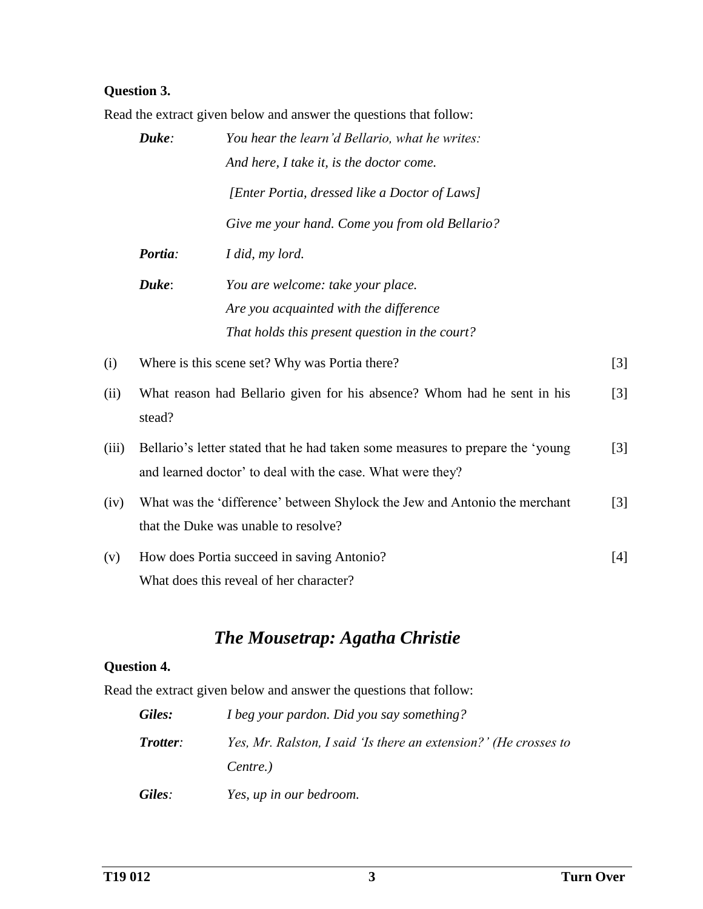**Question 3.**

Read the extract given below and answer the questions that follow:

| | |
|---|---|
| ***Duke:*** | *You hear the learn'd Bellario, what he writes:*<br>*And here, I take it, is the doctor come.* |
| | *[Enter Portia, dressed like a Doctor of Laws]* |
| | *Give me your hand. Come you from old Bellario?* |
| ***Portia:*** | *I did, my lord.* |
| ***Duke:*** | *You are welcome: take your place.*<br>*Are you acquainted with the difference*<br>*That holds this present question in the court?* |

(i) Where is this scene set? Why was Portia there? [3]

(ii) What reason had Bellario given for his absence? Whom had he sent in his stead? [3]

(iii) Bellario's letter stated that he had taken some measures to prepare the 'young and learned doctor' to deal with the case. What were they? [3]

(iv) What was the 'difference' between Shylock the Jew and Antonio the merchant that the Duke was unable to resolve? [3]

(v) How does Portia succeed in saving Antonio? What does this reveal of her character? [4]

## *The Mousetrap: Agatha Christie*

**Question 4.**

Read the extract given below and answer the questions that follow:

| | |
|---|---|
| ***Giles:*** | *I beg your pardon. Did you say something?* |
| ***Trotter:*** | *Yes, Mr. Ralston, I said 'Is there an extension?' (He crosses to Centre.)* |
| ***Giles:*** | *Yes, up in our bedroom.* |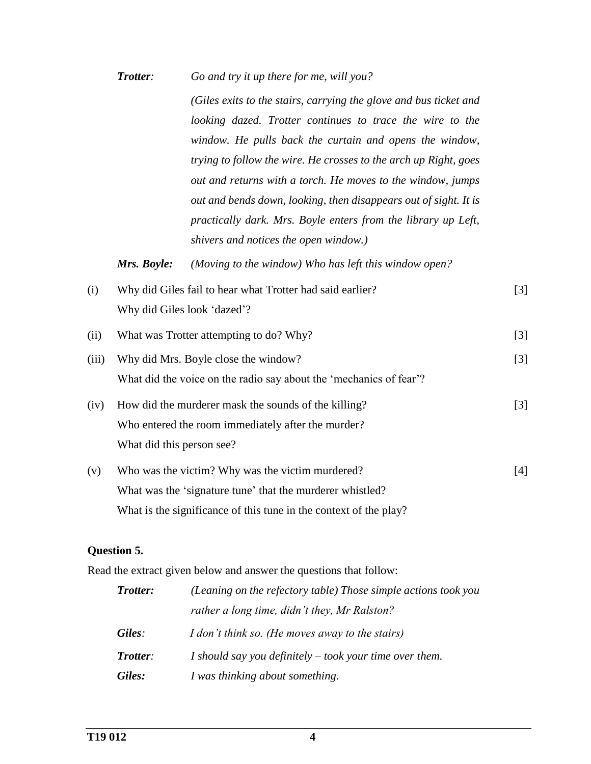*Trotter:* *Go and try it up there for me, will you?*

*(Giles exits to the stairs, carrying the glove and bus ticket and looking dazed. Trotter continues to trace the wire to the window. He pulls back the curtain and opens the window, trying to follow the wire. He crosses to the arch up Right, goes out and returns with a torch. He moves to the window, jumps out and bends down, looking, then disappears out of sight. It is practically dark. Mrs. Boyle enters from the library up Left, shivers and notices the open window.)*

*Mrs. Boyle:* *(Moving to the window) Who has left this window open?*

(i) Why did Giles fail to hear what Trotter had said earlier? Why did Giles look 'dazed'? [3]

(ii) What was Trotter attempting to do? Why? [3]

(iii) Why did Mrs. Boyle close the window? What did the voice on the radio say about the 'mechanics of fear'? [3]

(iv) How did the murderer mask the sounds of the killing? Who entered the room immediately after the murder? What did this person see? [3]

(v) Who was the victim? Why was the victim murdered? What was the 'signature tune' that the murderer whistled? What is the significance of this tune in the context of the play? [4]

**Question 5.**

Read the extract given below and answer the questions that follow:

*Trotter:* *(Leaning on the refectory table) Those simple actions took you rather a long time, didn't they, Mr Ralston?*

*Giles:* *I don't think so. (He moves away to the stairs)*

*Trotter:* *I should say you definitely – took your time over them.*

*Giles:* *I was thinking about something.*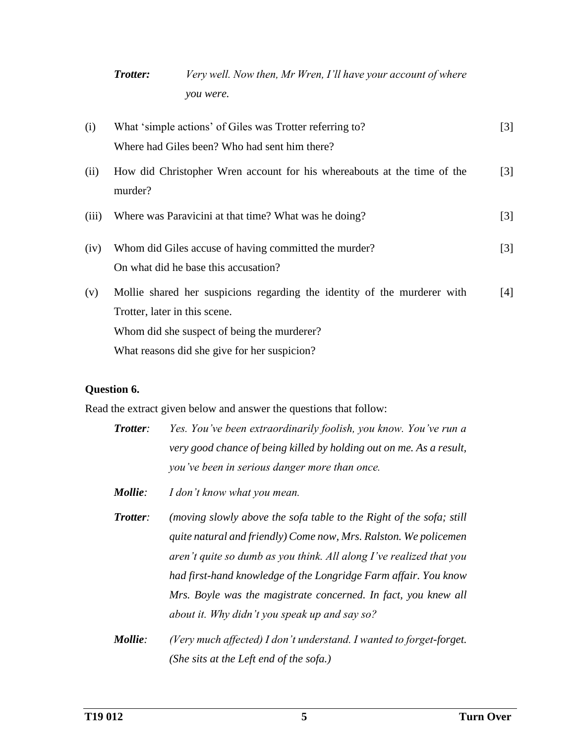**Trotter:** *Very well. Now then, Mr Wren, I'll have your account of where you were.*

(i) What 'simple actions' of Giles was Trotter referring to? Where had Giles been? Who had sent him there? [3]

(ii) How did Christopher Wren account for his whereabouts at the time of the murder? [3]

(iii) Where was Paravicini at that time? What was he doing? [3]

(iv) Whom did Giles accuse of having committed the murder? On what did he base this accusation? [3]

(v) Mollie shared her suspicions regarding the identity of the murderer with Trotter, later in this scene. Whom did she suspect of being the murderer? What reasons did she give for her suspicion? [4]

**Question 6.**

Read the extract given below and answer the questions that follow:

**Trotter**: *Yes. You've been extraordinarily foolish, you know. You've run a very good chance of being killed by holding out on me. As a result, you've been in serious danger more than once.*

**Mollie**: *I don't know what you mean.*

**Trotter**: *(moving slowly above the sofa table to the Right of the sofa; still quite natural and friendly) Come now, Mrs. Ralston. We policemen aren't quite so dumb as you think. All along I've realized that you had first-hand knowledge of the Longridge Farm affair. You know Mrs. Boyle was the magistrate concerned. In fact, you knew all about it. Why didn't you speak up and say so?*

**Mollie**: *(Very much affected) I don't understand. I wanted to forget-forget. (She sits at the Left end of the sofa.)*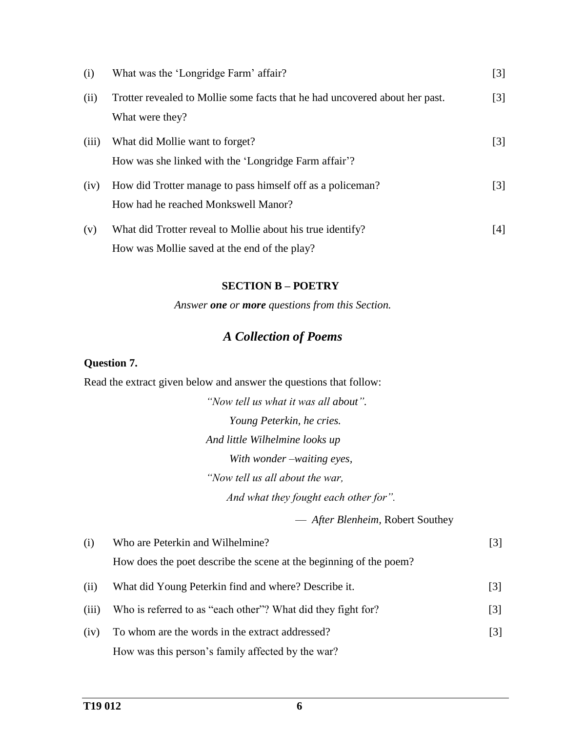(i) What was the 'Longridge Farm' affair? [3]

(ii) Trotter revealed to Mollie some facts that he had uncovered about her past. What were they? [3]

(iii) What did Mollie want to forget? [3]
How was she linked with the 'Longridge Farm affair'?

(iv) How did Trotter manage to pass himself off as a policeman? [3]
How had he reached Monkswell Manor?

(v) What did Trotter reveal to Mollie about his true identify? [4]
How was Mollie saved at the end of the play?

## SECTION B – POETRY

*Answer **one** or **more** questions from this Section.*

## *A Collection of Poems*

**Question 7.**

Read the extract given below and answer the questions that follow:

> *"Now tell us what it was all about".*
> *Young Peterkin, he cries.*
> *And little Wilhelmine looks up*
> *With wonder –waiting eyes,*
> *"Now tell us all about the war,*
> *And what they fought each other for".*
>
> — *After Blenheim*, Robert Southey

(i) Who are Peterkin and Wilhelmine? [3]
How does the poet describe the scene at the beginning of the poem?

(ii) What did Young Peterkin find and where? Describe it. [3]

(iii) Who is referred to as "each other"? What did they fight for? [3]

(iv) To whom are the words in the extract addressed? [3]
How was this person's family affected by the war?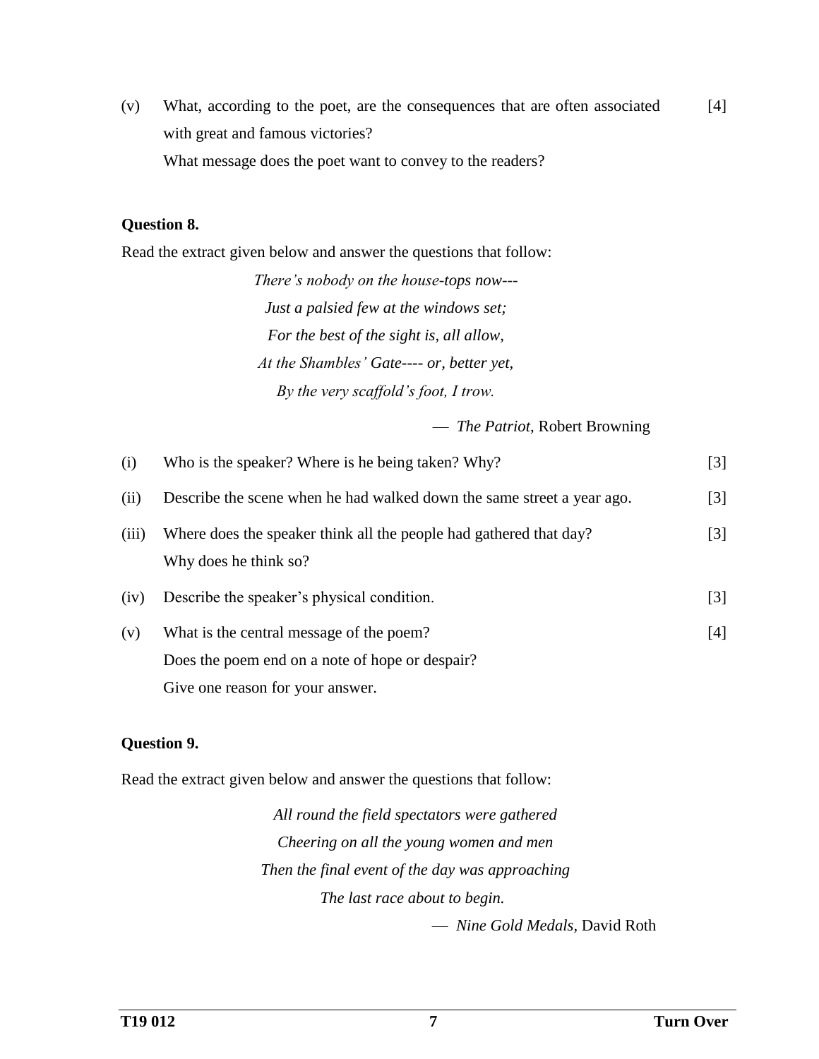(v) What, according to the poet, are the consequences that are often associated with great and famous victories? [4]

What message does the poet want to convey to the readers?

**Question 8.**

Read the extract given below and answer the questions that follow:

*There's nobody on the house-tops now---*
*Just a palsied few at the windows set;*
*For the best of the sight is, all allow,*
*At the Shambles' Gate---- or, better yet,*
*By the very scaffold's foot, I trow.*

— *The Patriot,* Robert Browning

(i) Who is the speaker? Where is he being taken? Why? [3]

(ii) Describe the scene when he had walked down the same street a year ago. [3]

(iii) Where does the speaker think all the people had gathered that day? Why does he think so? [3]

(iv) Describe the speaker's physical condition. [3]

(v) What is the central message of the poem? [4]

Does the poem end on a note of hope or despair?

Give one reason for your answer.

**Question 9.**

Read the extract given below and answer the questions that follow:

*All round the field spectators were gathered*
*Cheering on all the young women and men*
*Then the final event of the day was approaching*
*The last race about to begin.*

— *Nine Gold Medals,* David Roth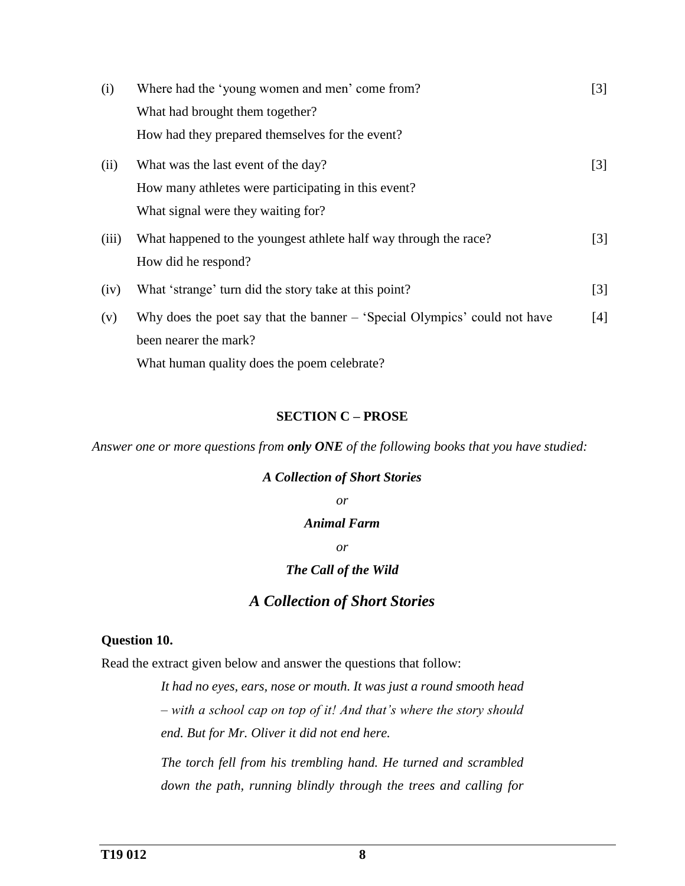(i) Where had the 'young women and men' come from? [3]
What had brought them together?
How had they prepared themselves for the event?

(ii) What was the last event of the day? [3]
How many athletes were participating in this event?
What signal were they waiting for?

(iii) What happened to the youngest athlete half way through the race? [3]
How did he respond?

(iv) What 'strange' turn did the story take at this point? [3]

(v) Why does the poet say that the banner – 'Special Olympics' could not have been nearer the mark? [4]
What human quality does the poem celebrate?

## SECTION C – PROSE

*Answer one or more questions from **only ONE** of the following books that you have studied:*

***A Collection of Short Stories***

*or*

***Animal Farm***

*or*

***The Call of the Wild***

## *A Collection of Short Stories*

**Question 10.**

Read the extract given below and answer the questions that follow:

> *It had no eyes, ears, nose or mouth. It was just a round smooth head – with a school cap on top of it! And that's where the story should end. But for Mr. Oliver it did not end here.*
>
> *The torch fell from his trembling hand. He turned and scrambled down the path, running blindly through the trees and calling for*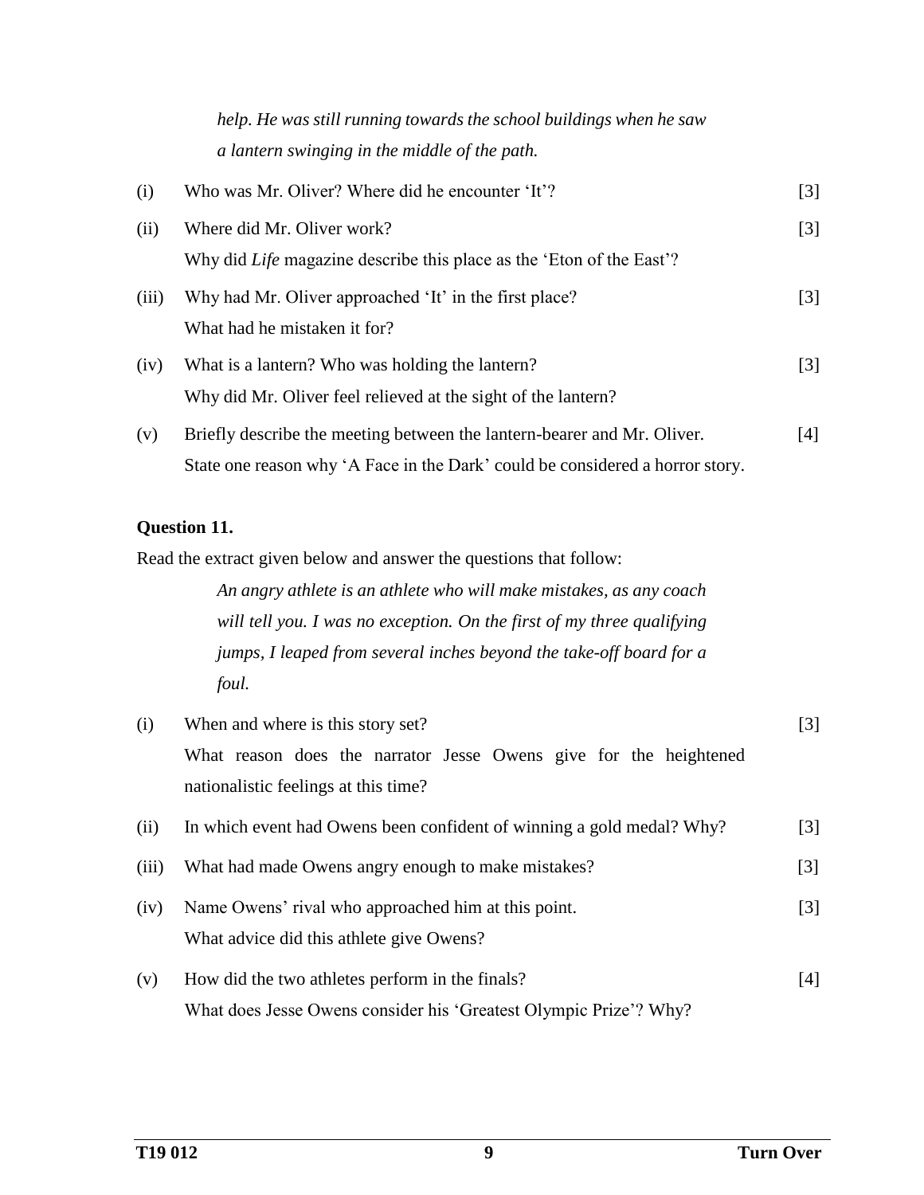*help. He was still running towards the school buildings when he saw a lantern swinging in the middle of the path.*

(i) Who was Mr. Oliver? Where did he encounter 'It'? [3]

(ii) Where did Mr. Oliver work? [3]
Why did *Life* magazine describe this place as the 'Eton of the East'?

(iii) Why had Mr. Oliver approached 'It' in the first place? [3]
What had he mistaken it for?

(iv) What is a lantern? Who was holding the lantern? [3]
Why did Mr. Oliver feel relieved at the sight of the lantern?

(v) Briefly describe the meeting between the lantern-bearer and Mr. Oliver. [4]
State one reason why 'A Face in the Dark' could be considered a horror story.

**Question 11.**

Read the extract given below and answer the questions that follow:

*An angry athlete is an athlete who will make mistakes, as any coach will tell you. I was no exception. On the first of my three qualifying jumps, I leaped from several inches beyond the take-off board for a foul.*

(i) When and where is this story set? [3]
What reason does the narrator Jesse Owens give for the heightened nationalistic feelings at this time?

(ii) In which event had Owens been confident of winning a gold medal? Why? [3]

(iii) What had made Owens angry enough to make mistakes? [3]

(iv) Name Owens' rival who approached him at this point. [3]
What advice did this athlete give Owens?

(v) How did the two athletes perform in the finals? [4]
What does Jesse Owens consider his 'Greatest Olympic Prize'? Why?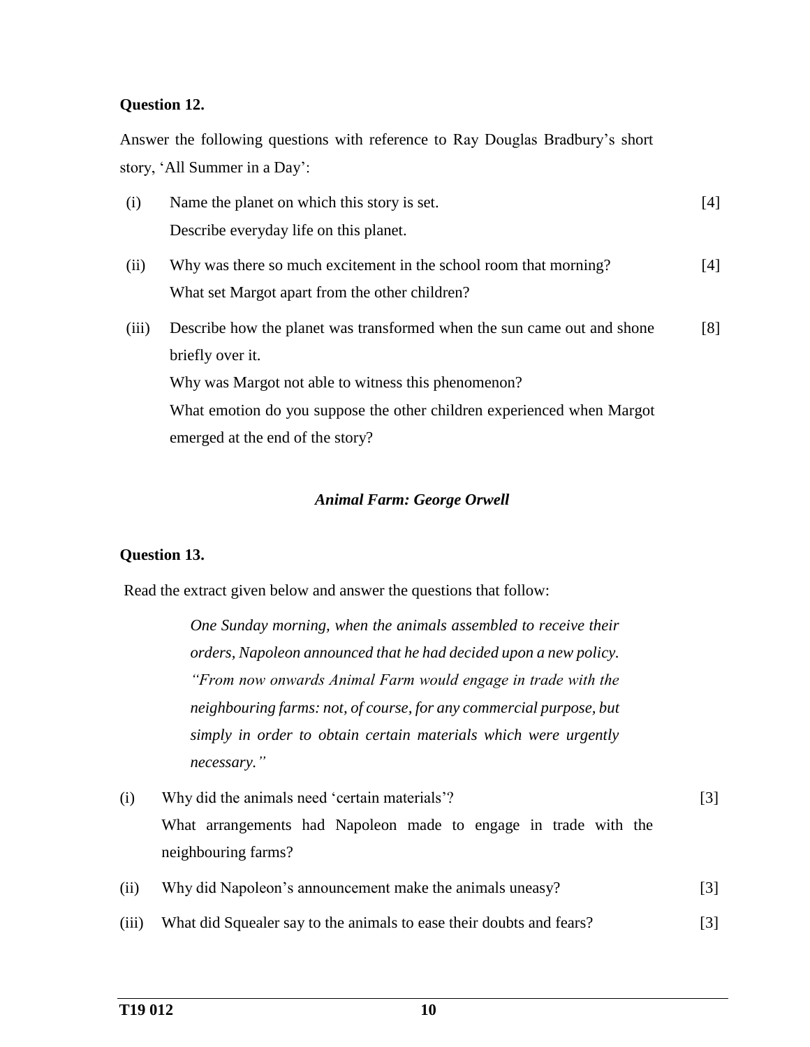**Question 12.**

Answer the following questions with reference to Ray Douglas Bradbury's short story, 'All Summer in a Day':

(i) Name the planet on which this story is set. [4]
Describe everyday life on this planet.

(ii) Why was there so much excitement in the school room that morning? [4]
What set Margot apart from the other children?

(iii) Describe how the planet was transformed when the sun came out and shone briefly over it. [8]
Why was Margot not able to witness this phenomenon?
What emotion do you suppose the other children experienced when Margot emerged at the end of the story?

### *Animal Farm: George Orwell*

**Question 13.**

Read the extract given below and answer the questions that follow:

> *One Sunday morning, when the animals assembled to receive their orders, Napoleon announced that he had decided upon a new policy. "From now onwards Animal Farm would engage in trade with the neighbouring farms: not, of course, for any commercial purpose, but simply in order to obtain certain materials which were urgently necessary."*

(i) Why did the animals need 'certain materials'? [3]
What arrangements had Napoleon made to engage in trade with the neighbouring farms?

(ii) Why did Napoleon's announcement make the animals uneasy? [3]

(iii) What did Squealer say to the animals to ease their doubts and fears? [3]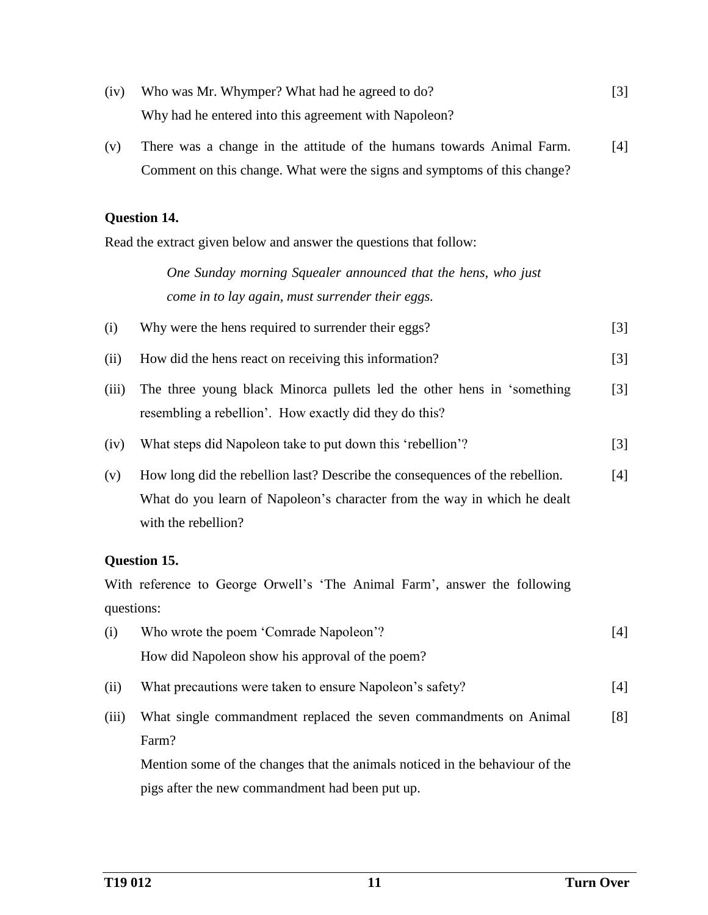(iv) Who was Mr. Whymper? What had he agreed to do? [3]
Why had he entered into this agreement with Napoleon?

(v) There was a change in the attitude of the humans towards Animal Farm. Comment on this change. What were the signs and symptoms of this change? [4]

**Question 14.**

Read the extract given below and answer the questions that follow:

> *One Sunday morning Squealer announced that the hens, who just come in to lay again, must surrender their eggs.*

(i) Why were the hens required to surrender their eggs? [3]

(ii) How did the hens react on receiving this information? [3]

(iii) The three young black Minorca pullets led the other hens in 'something resembling a rebellion'. How exactly did they do this? [3]

(iv) What steps did Napoleon take to put down this 'rebellion'? [3]

(v) How long did the rebellion last? Describe the consequences of the rebellion. What do you learn of Napoleon's character from the way in which he dealt with the rebellion? [4]

**Question 15.**

With reference to George Orwell's 'The Animal Farm', answer the following questions:

(i) Who wrote the poem 'Comrade Napoleon'? [4]
How did Napoleon show his approval of the poem?

(ii) What precautions were taken to ensure Napoleon's safety? [4]

(iii) What single commandment replaced the seven commandments on Animal Farm? [8]
Mention some of the changes that the animals noticed in the behaviour of the pigs after the new commandment had been put up.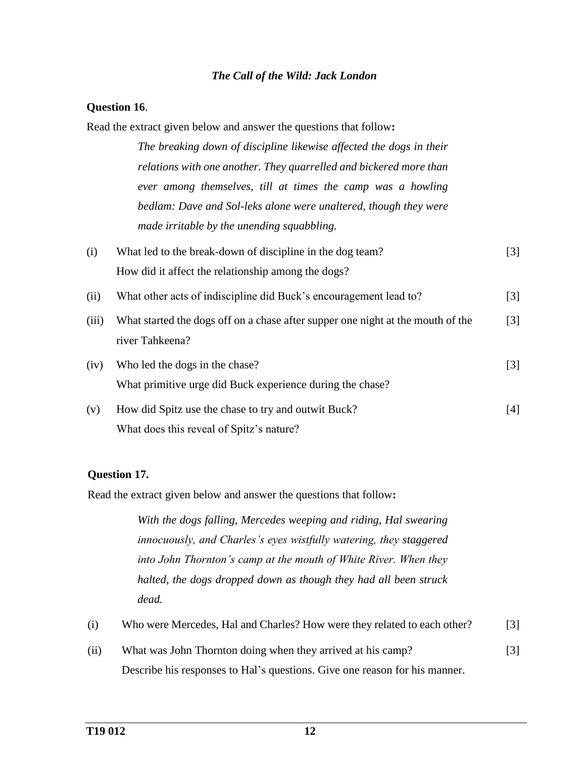## *The Call of the Wild: Jack London*

**Question 16**.

Read the extract given below and answer the questions that follow**:**

> *The breaking down of discipline likewise affected the dogs in their relations with one another. They quarrelled and bickered more than ever among themselves, till at times the camp was a howling bedlam: Dave and Sol-leks alone were unaltered, though they were made irritable by the unending squabbling.*

(i) What led to the break-down of discipline in the dog team? How did it affect the relationship among the dogs? [3]

(ii) What other acts of indiscipline did Buck's encouragement lead to? [3]

(iii) What started the dogs off on a chase after supper one night at the mouth of the river Tahkeena? [3]

(iv) Who led the dogs in the chase? What primitive urge did Buck experience during the chase? [3]

(v) How did Spitz use the chase to try and outwit Buck? What does this reveal of Spitz's nature? [4]

**Question 17.**

Read the extract given below and answer the questions that follow**:**

> *With the dogs falling, Mercedes weeping and riding, Hal swearing innocuously, and Charles's eyes wistfully watering, they staggered into John Thornton's camp at the mouth of White River. When they halted, the dogs dropped down as though they had all been struck dead.*

(i) Who were Mercedes, Hal and Charles? How were they related to each other? [3]

(ii) What was John Thornton doing when they arrived at his camp? Describe his responses to Hal's questions. Give one reason for his manner. [3]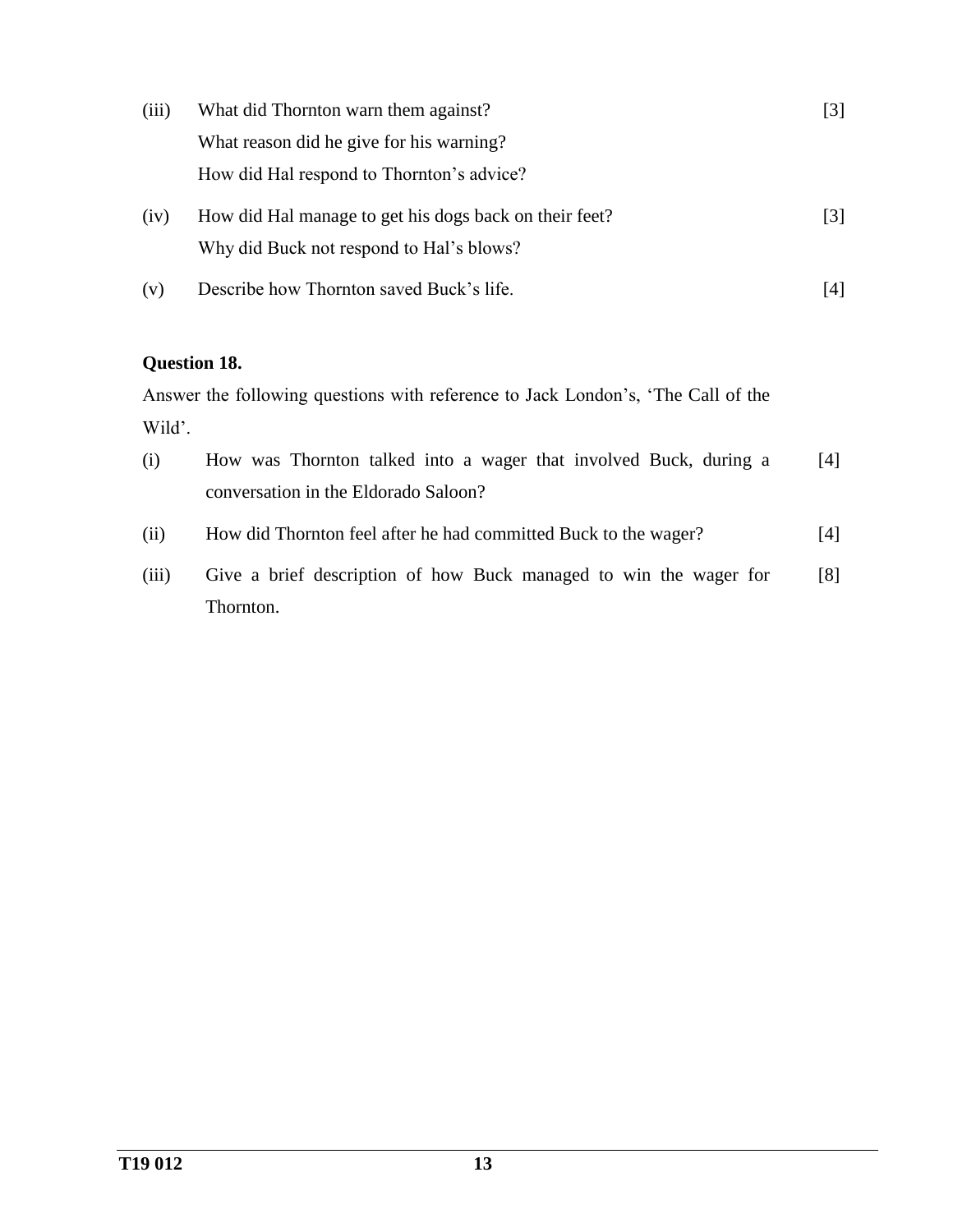(iii) What did Thornton warn them against? [3]
What reason did he give for his warning?
How did Hal respond to Thornton's advice?

(iv) How did Hal manage to get his dogs back on their feet? [3]
Why did Buck not respond to Hal's blows?

(v) Describe how Thornton saved Buck's life. [4]

**Question 18.**

Answer the following questions with reference to Jack London's, 'The Call of the Wild'.

(i) How was Thornton talked into a wager that involved Buck, during a conversation in the Eldorado Saloon? [4]

(ii) How did Thornton feel after he had committed Buck to the wager? [4]

(iii) Give a brief description of how Buck managed to win the wager for Thornton. [8]